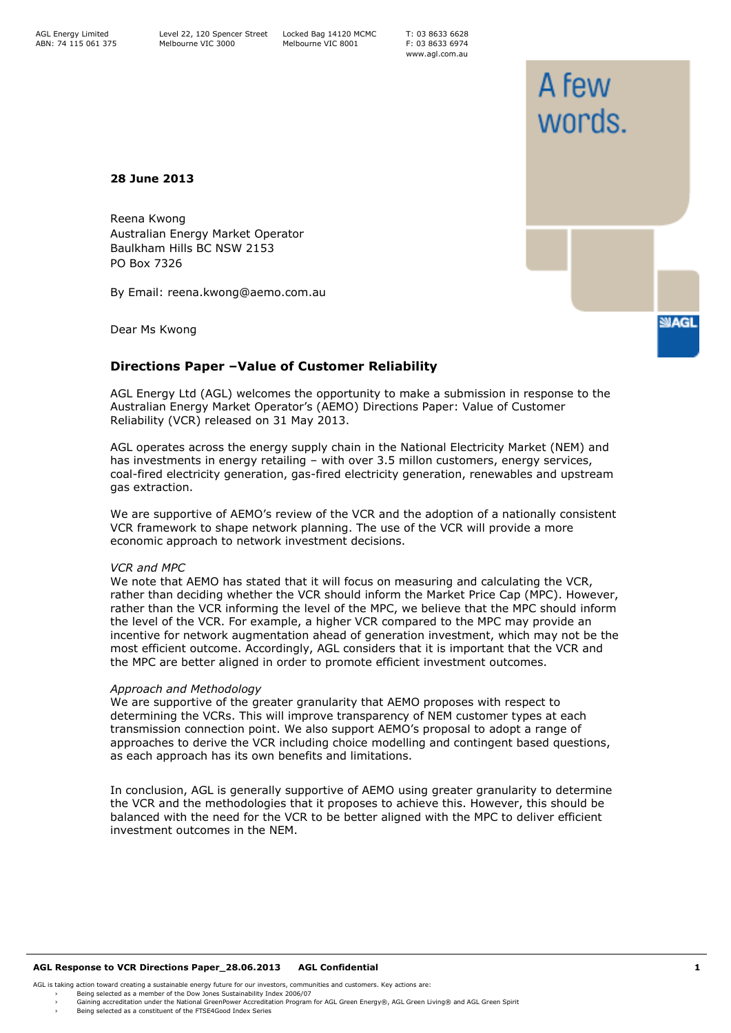AGL Energy Limited
ABN: 74 115 061 375

Level 22, 120 Spencer Street
Melbourne VIC 3000

Locked Bag 14120 MCMC
Melbourne VIC 8001

T: 03 8633 6628
F: 03 8633 6974
www.agl.com.au

A few words.

**28 June 2013**

Reena Kwong
Australian Energy Market Operator
Baulkham Hills BC NSW 2153
PO Box 7326

By Email: reena.kwong@aemo.com.au

Dear Ms Kwong

## Directions Paper –Value of Customer Reliability

AGL Energy Ltd (AGL) welcomes the opportunity to make a submission in response to the Australian Energy Market Operator's (AEMO) Directions Paper: Value of Customer Reliability (VCR) released on 31 May 2013.

AGL operates across the energy supply chain in the National Electricity Market (NEM) and has investments in energy retailing – with over 3.5 millon customers, energy services, coal-fired electricity generation, gas-fired electricity generation, renewables and upstream gas extraction.

We are supportive of AEMO's review of the VCR and the adoption of a nationally consistent VCR framework to shape network planning. The use of the VCR will provide a more economic approach to network investment decisions.

*VCR and MPC*

We note that AEMO has stated that it will focus on measuring and calculating the VCR, rather than deciding whether the VCR should inform the Market Price Cap (MPC). However, rather than the VCR informing the level of the MPC, we believe that the MPC should inform the level of the VCR. For example, a higher VCR compared to the MPC may provide an incentive for network augmentation ahead of generation investment, which may not be the most efficient outcome. Accordingly, AGL considers that it is important that the VCR and the MPC are better aligned in order to promote efficient investment outcomes.

*Approach and Methodology*

We are supportive of the greater granularity that AEMO proposes with respect to determining the VCRs. This will improve transparency of NEM customer types at each transmission connection point. We also support AEMO's proposal to adopt a range of approaches to derive the VCR including choice modelling and contingent based questions, as each approach has its own benefits and limitations.

In conclusion, AGL is generally supportive of AEMO using greater granularity to determine the VCR and the methodologies that it proposes to achieve this. However, this should be balanced with the need for the VCR to be better aligned with the MPC to deliver efficient investment outcomes in the NEM.

AGL is taking action toward creating a sustainable energy future for our investors, communities and customers. Key actions are:

- Being selected as a member of the Dow Jones Sustainability Index 2006/07
- Gaining accreditation under the National GreenPower Accreditation Program for AGL Green Energy®, AGL Green Living® and AGL Green Spirit
- Being selected as a constituent of the FTSE4Good Index Series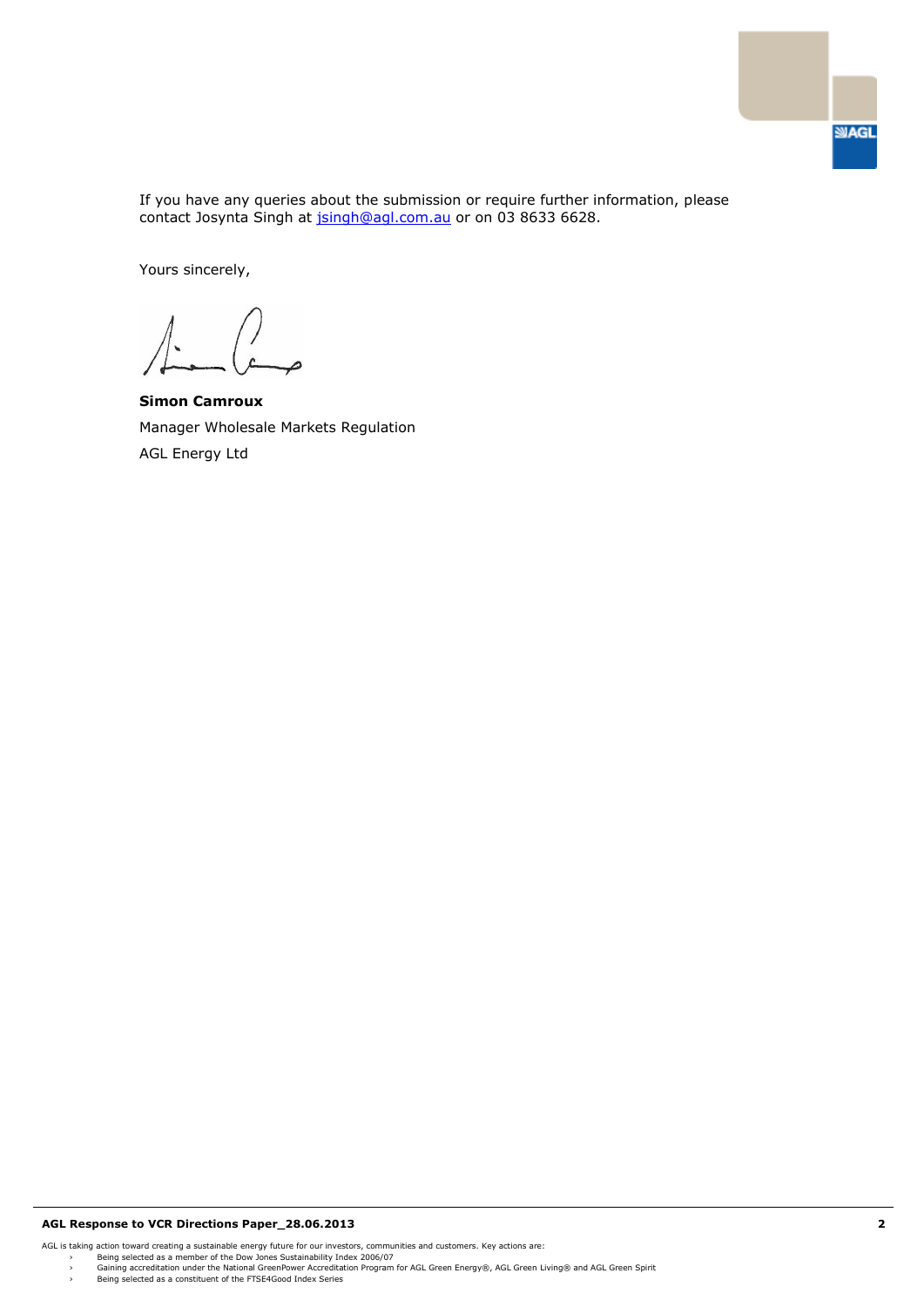If you have any queries about the submission or require further information, please contact Josynta Singh at jsingh@agl.com.au or on 03 8633 6628.

Yours sincerely,

**Simon Camroux**

Manager Wholesale Markets Regulation

AGL Energy Ltd

AGL is taking action toward creating a sustainable energy future for our investors, communities and customers. Key actions are:

- Being selected as a member of the Dow Jones Sustainability Index 2006/07
- Gaining accreditation under the National GreenPower Accreditation Program for AGL Green Energy®, AGL Green Living® and AGL Green Spirit
- Being selected as a constituent of the FTSE4Good Index Series